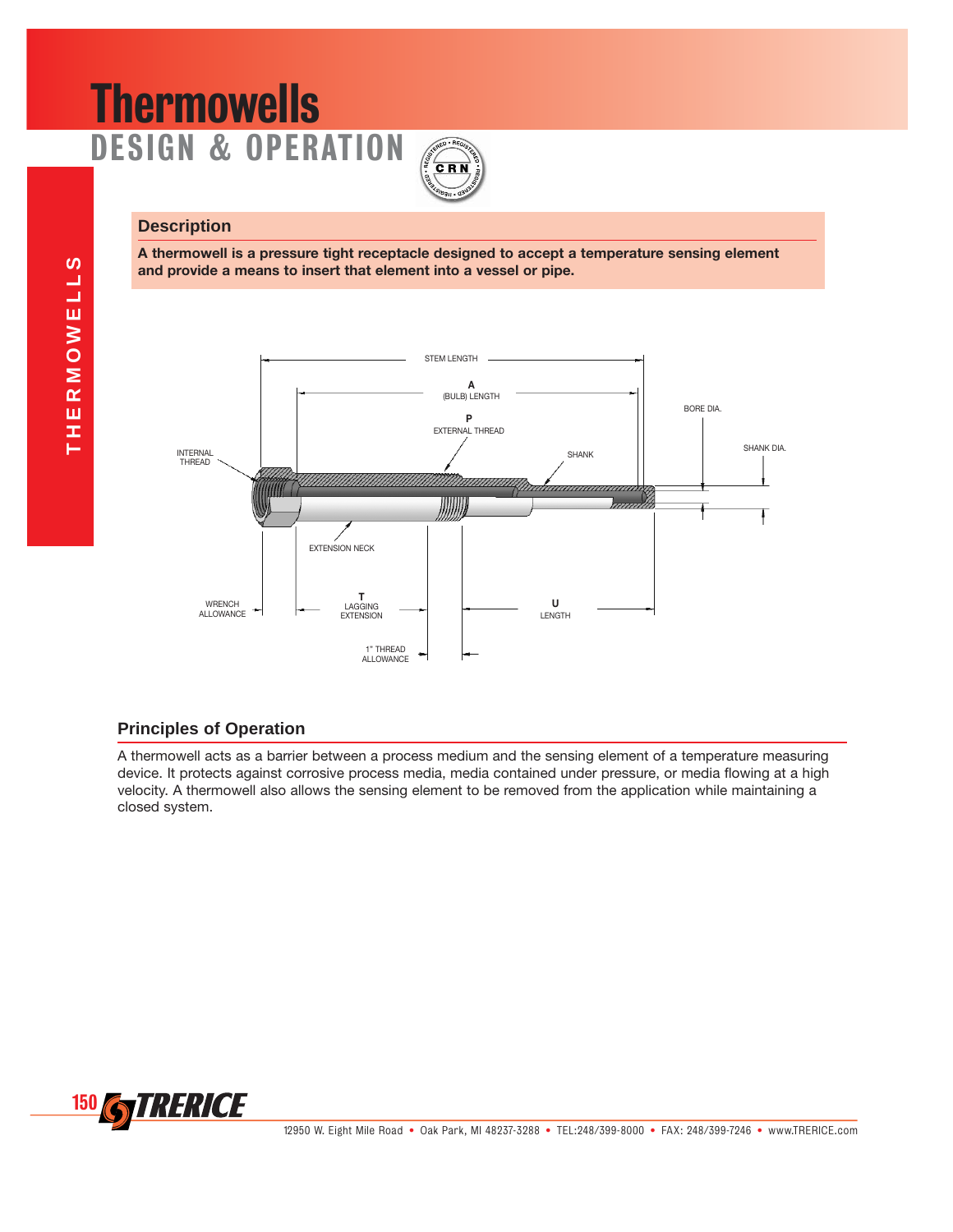# Thermowells

## DESIGN & OPERATION

### Description

**A thermowell is a pressure tight receptacle designed to accept a temperature sensing element and provide a means to insert that element into a vessel or pipe.**

STEM LENGTH

A (BULB) LENGTH

P EXTERNAL THREAD

BORE DIA.

SHANK DIA.

INTERNAL THREAD

SHANK

EXTENSION NECK

WRENCH ALLOWANCE

T LAGGING EXTENSION

U LENGTH

1" THREAD ALLOWANCE

### Principles of Operation

A thermowell acts as a barrier between a process medium and the sensing element of a temperature measuring device. It protects against corrosive process media, media contained under pressure, or media flowing at a high velocity. A thermowell also allows the sensing element to be removed from the application while maintaining a closed system.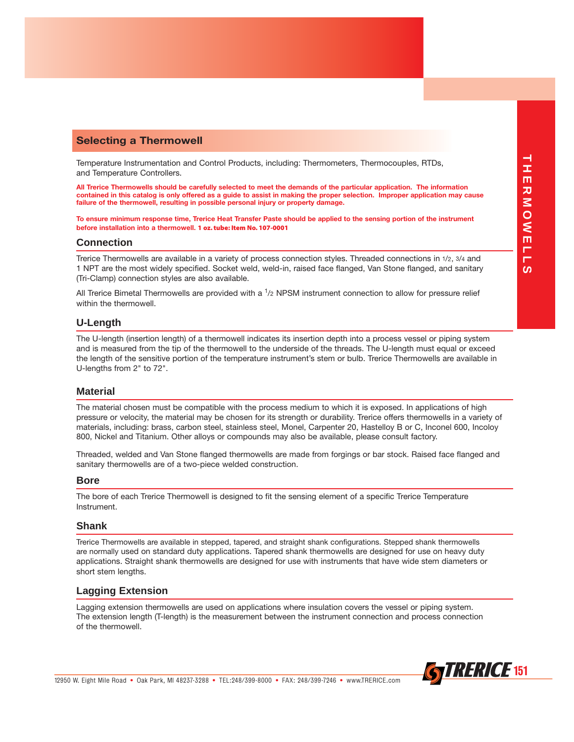## Selecting a Thermowell

Temperature Instrumentation and Control Products, including: Thermometers, Thermocouples, RTDs, and Temperature Controllers.

**All Trerice Thermowells should be carefully selected to meet the demands of the particular application. The information contained in this catalog is only offered as a guide to assist in making the proper selection. Improper application may cause failure of the thermowell, resulting in possible personal injury or property damage.**

**To ensure minimum response time, Trerice Heat Transfer Paste should be applied to the sensing portion of the instrument before installation into a thermowell. 1 oz. tube: Item No. 107-0001**

### Connection

Trerice Thermowells are available in a variety of process connection styles. Threaded connections in 1/2, 3/4 and 1 NPT are the most widely specified. Socket weld, weld-in, raised face flanged, Van Stone flanged, and sanitary (Tri-Clamp) connection styles are also available.

All Trerice Bimetal Thermowells are provided with a 1/2 NPSM instrument connection to allow for pressure relief within the thermowell.

### U-Length

The U-length (insertion length) of a thermowell indicates its insertion depth into a process vessel or piping system and is measured from the tip of the thermowell to the underside of the threads. The U-length must equal or exceed the length of the sensitive portion of the temperature instrument's stem or bulb. Trerice Thermowells are available in U-lengths from 2" to 72".

### Material

The material chosen must be compatible with the process medium to which it is exposed. In applications of high pressure or velocity, the material may be chosen for its strength or durability. Trerice offers thermowells in a variety of materials, including: brass, carbon steel, stainless steel, Monel, Carpenter 20, Hastelloy B or C, Inconel 600, Incoloy 800, Nickel and Titanium. Other alloys or compounds may also be available, please consult factory.

Threaded, welded and Van Stone flanged thermowells are made from forgings or bar stock. Raised face flanged and sanitary thermowells are of a two-piece welded construction.

### Bore

The bore of each Trerice Thermowell is designed to fit the sensing element of a specific Trerice Temperature Instrument.

### Shank

Trerice Thermowells are available in stepped, tapered, and straight shank configurations. Stepped shank thermowells are normally used on standard duty applications. Tapered shank thermowells are designed for use on heavy duty applications. Straight shank thermowells are designed for use with instruments that have wide stem diameters or short stem lengths.

### Lagging Extension

Lagging extension thermowells are used on applications where insulation covers the vessel or piping system. The extension length (T-length) is the measurement between the instrument connection and process connection of the thermowell.